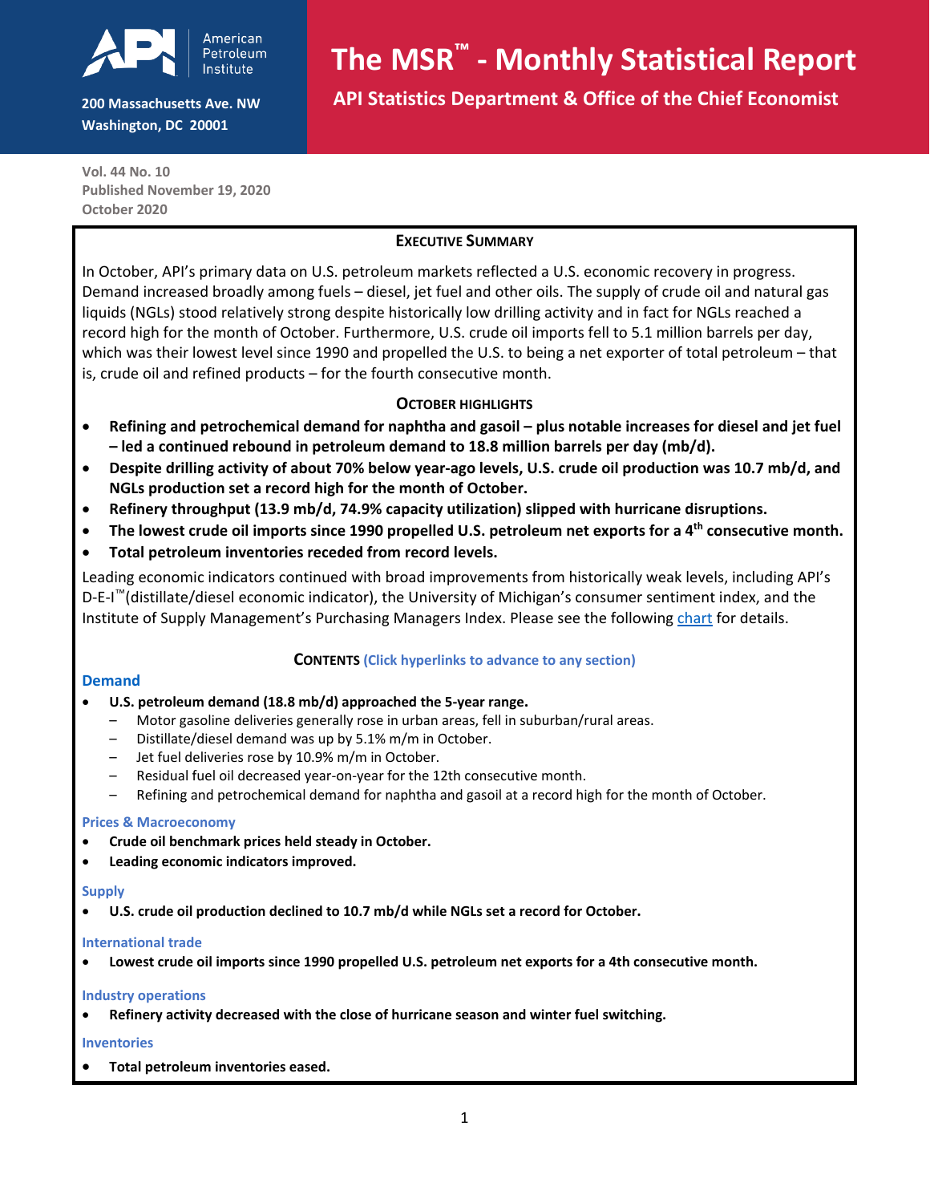American Petroleum Institute

200 Massachusetts Ave. NW
Washington, DC 20001

# The MSR™ - Monthly Statistical Report

## API Statistics Department & Office of the Chief Economist

Vol. 44 No. 10
Published November 19, 2020
October 2020

### Executive Summary

In October, API's primary data on U.S. petroleum markets reflected a U.S. economic recovery in progress. Demand increased broadly among fuels – diesel, jet fuel and other oils. The supply of crude oil and natural gas liquids (NGLs) stood relatively strong despite historically low drilling activity and in fact for NGLs reached a record high for the month of October. Furthermore, U.S. crude oil imports fell to 5.1 million barrels per day, which was their lowest level since 1990 and propelled the U.S. to being a net exporter of total petroleum – that is, crude oil and refined products – for the fourth consecutive month.

### October Highlights

- **Refining and petrochemical demand for naphtha and gasoil – plus notable increases for diesel and jet fuel – led a continued rebound in petroleum demand to 18.8 million barrels per day (mb/d).**
- **Despite drilling activity of about 70% below year-ago levels, U.S. crude oil production was 10.7 mb/d, and NGLs production set a record high for the month of October.**
- **Refinery throughput (13.9 mb/d, 74.9% capacity utilization) slipped with hurricane disruptions.**
- **The lowest crude oil imports since 1990 propelled U.S. petroleum net exports for a 4th consecutive month.**
- **Total petroleum inventories receded from record levels.**

Leading economic indicators continued with broad improvements from historically weak levels, including API's D-E-I™(distillate/diesel economic indicator), the University of Michigan's consumer sentiment index, and the Institute of Supply Management's Purchasing Managers Index. Please see the following chart for details.

### Contents (Click hyperlinks to advance to any section)

**Demand**

- **U.S. petroleum demand (18.8 mb/d) approached the 5-year range.**
  - Motor gasoline deliveries generally rose in urban areas, fell in suburban/rural areas.
  - Distillate/diesel demand was up by 5.1% m/m in October.
  - Jet fuel deliveries rose by 10.9% m/m in October.
  - Residual fuel oil decreased year-on-year for the 12th consecutive month.
  - Refining and petrochemical demand for naphtha and gasoil at a record high for the month of October.

**Prices & Macroeconomy**

- **Crude oil benchmark prices held steady in October.**
- **Leading economic indicators improved.**

**Supply**

- **U.S. crude oil production declined to 10.7 mb/d while NGLs set a record for October.**

**International trade**

- **Lowest crude oil imports since 1990 propelled U.S. petroleum net exports for a 4th consecutive month.**

**Industry operations**

- **Refinery activity decreased with the close of hurricane season and winter fuel switching.**

**Inventories**

- **Total petroleum inventories eased.**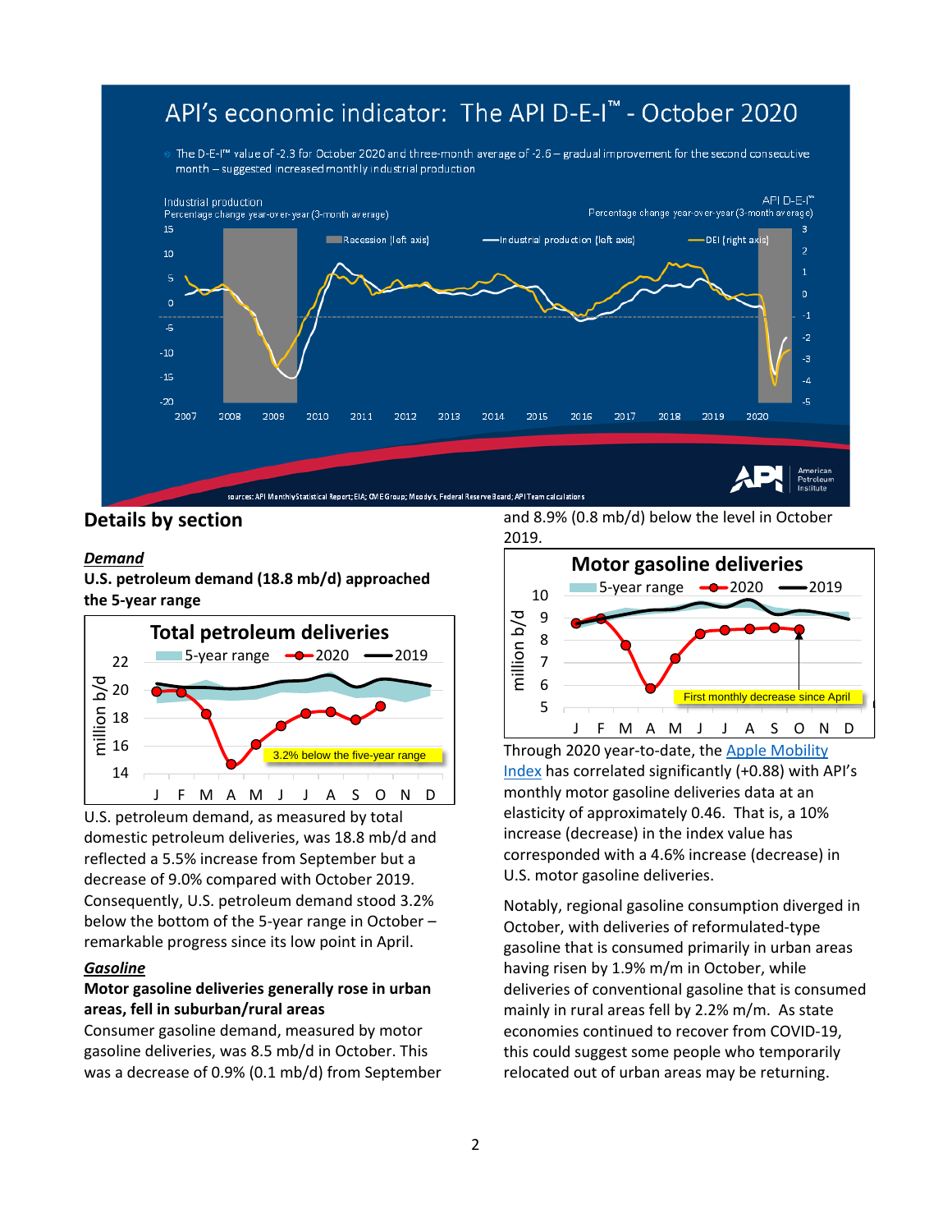## API's economic indicator: The API D-E-I™ - October 2020

- The D-E-I™ value of -2.3 for October 2020 and three-month average of -2.6 – gradual improvement for the second consecutive month – suggested increased monthly industrial production

Industrial production
Percentage change year-over-year (3-month average)

API D-E-I™
Percentage change year-over-year (3-month average)

Recession (left axis) — Industrial production (left axis) — DEI (right axis)

sources: API Monthly Statistical Report; EIA; CME Group; Moody's, Federal Reserve Board; API Team calculations

## Details by section

### *Demand*

**U.S. petroleum demand (18.8 mb/d) approached the 5-year range**

**Total petroleum deliveries**

5-year range — 2020 — 2019

3.2% below the five-year range

U.S. petroleum demand, as measured by total domestic petroleum deliveries, was 18.8 mb/d and reflected a 5.5% increase from September but a decrease of 9.0% compared with October 2019. Consequently, U.S. petroleum demand stood 3.2% below the bottom of the 5-year range in October – remarkable progress since its low point in April.

### *Gasoline*

**Motor gasoline deliveries generally rose in urban areas, fell in suburban/rural areas**

Consumer gasoline demand, measured by motor gasoline deliveries, was 8.5 mb/d in October. This was a decrease of 0.9% (0.1 mb/d) from September and 8.9% (0.8 mb/d) below the level in October 2019.

**Motor gasoline deliveries**

5-year range — 2020 — 2019

First monthly decrease since April

Through 2020 year-to-date, the Apple Mobility Index has correlated significantly (+0.88) with API's monthly motor gasoline deliveries data at an elasticity of approximately 0.46. That is, a 10% increase (decrease) in the index value has corresponded with a 4.6% increase (decrease) in U.S. motor gasoline deliveries.

Notably, regional gasoline consumption diverged in October, with deliveries of reformulated-type gasoline that is consumed primarily in urban areas having risen by 1.9% m/m in October, while deliveries of conventional gasoline that is consumed mainly in rural areas fell by 2.2% m/m. As state economies continued to recover from COVID-19, this could suggest some people who temporarily relocated out of urban areas may be returning.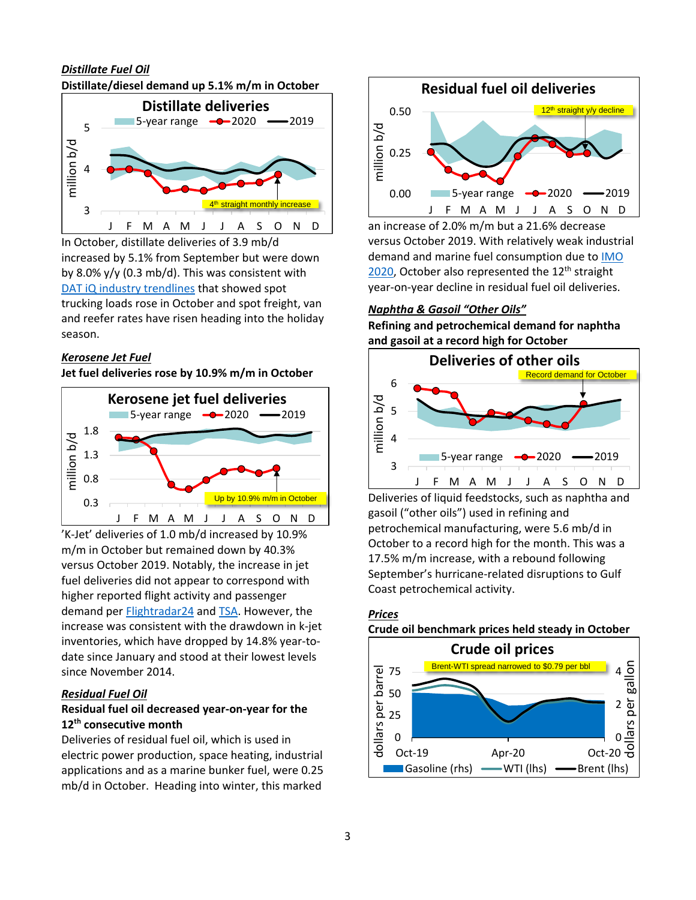***Distillate Fuel Oil***

**Distillate/diesel demand up 5.1% m/m in October**

In October, distillate deliveries of 3.9 mb/d increased by 5.1% from September but were down by 8.0% y/y (0.3 mb/d). This was consistent with DAT iQ industry trendlines that showed spot trucking loads rose in October and spot freight, van and reefer rates have risen heading into the holiday season.

***Kerosene Jet Fuel***

**Jet fuel deliveries rose by 10.9% m/m in October**

'K-Jet' deliveries of 1.0 mb/d increased by 10.9% m/m in October but remained down by 40.3% versus October 2019. Notably, the increase in jet fuel deliveries did not appear to correspond with higher reported flight activity and passenger demand per Flightradar24 and TSA. However, the increase was consistent with the drawdown in k-jet inventories, which have dropped by 14.8% year-to-date since January and stood at their lowest levels since November 2014.

***Residual Fuel Oil***

**Residual fuel oil decreased year-on-year for the 12th consecutive month**

Deliveries of residual fuel oil, which is used in electric power production, space heating, industrial applications and as a marine bunker fuel, were 0.25 mb/d in October. Heading into winter, this marked an increase of 2.0% m/m but a 21.6% decrease versus October 2019. With relatively weak industrial demand and marine fuel consumption due to IMO 2020, October also represented the 12th straight year-on-year decline in residual fuel oil deliveries.

***Naphtha & Gasoil "Other Oils"***

**Refining and petrochemical demand for naphtha and gasoil at a record high for October**

Deliveries of liquid feedstocks, such as naphtha and gasoil ("other oils") used in refining and petrochemical manufacturing, were 5.6 mb/d in October to a record high for the month. This was a 17.5% m/m increase, with a rebound following September's hurricane-related disruptions to Gulf Coast petrochemical activity.

***Prices***

**Crude oil benchmark prices held steady in October**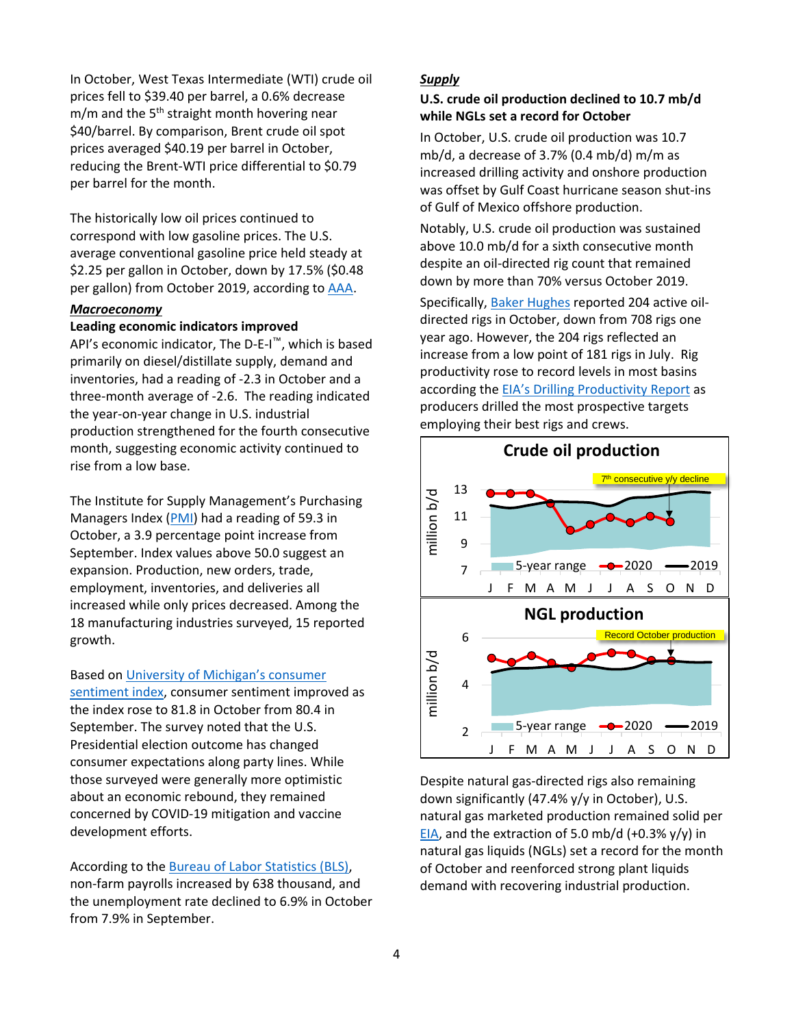In October, West Texas Intermediate (WTI) crude oil prices fell to $39.40 per barrel, a 0.6% decrease m/m and the 5th straight month hovering near $40/barrel. By comparison, Brent crude oil spot prices averaged $40.19 per barrel in October, reducing the Brent-WTI price differential to $0.79 per barrel for the month.

The historically low oil prices continued to correspond with low gasoline prices. The U.S. average conventional gasoline price held steady at $2.25 per gallon in October, down by 17.5% ($0.48 per gallon) from October 2019, according to AAA.

***Macroeconomy***

**Leading economic indicators improved**

API's economic indicator, The D-E-I™, which is based primarily on diesel/distillate supply, demand and inventories, had a reading of -2.3 in October and a three-month average of -2.6. The reading indicated the year-on-year change in U.S. industrial production strengthened for the fourth consecutive month, suggesting economic activity continued to rise from a low base.

The Institute for Supply Management's Purchasing Managers Index (PMI) had a reading of 59.3 in October, a 3.9 percentage point increase from September. Index values above 50.0 suggest an expansion. Production, new orders, trade, employment, inventories, and deliveries all increased while only prices decreased. Among the 18 manufacturing industries surveyed, 15 reported growth.

Based on University of Michigan's consumer sentiment index, consumer sentiment improved as the index rose to 81.8 in October from 80.4 in September. The survey noted that the U.S. Presidential election outcome has changed consumer expectations along party lines. While those surveyed were generally more optimistic about an economic rebound, they remained concerned by COVID-19 mitigation and vaccine development efforts.

According to the Bureau of Labor Statistics (BLS), non-farm payrolls increased by 638 thousand, and the unemployment rate declined to 6.9% in October from 7.9% in September.

***Supply***

**U.S. crude oil production declined to 10.7 mb/d while NGLs set a record for October**

In October, U.S. crude oil production was 10.7 mb/d, a decrease of 3.7% (0.4 mb/d) m/m as increased drilling activity and onshore production was offset by Gulf Coast hurricane season shut-ins of Gulf of Mexico offshore production.

Notably, U.S. crude oil production was sustained above 10.0 mb/d for a sixth consecutive month despite an oil-directed rig count that remained down by more than 70% versus October 2019.

Specifically, Baker Hughes reported 204 active oil-directed rigs in October, down from 708 rigs one year ago. However, the 204 rigs reflected an increase from a low point of 181 rigs in July. Rig productivity rose to record levels in most basins according the EIA's Drilling Productivity Report as producers drilled the most prospective targets employing their best rigs and crews.

Despite natural gas-directed rigs also remaining down significantly (47.4% y/y in October), U.S. natural gas marketed production remained solid per EIA, and the extraction of 5.0 mb/d (+0.3% y/y) in natural gas liquids (NGLs) set a record for the month of October and reenforced strong plant liquids demand with recovering industrial production.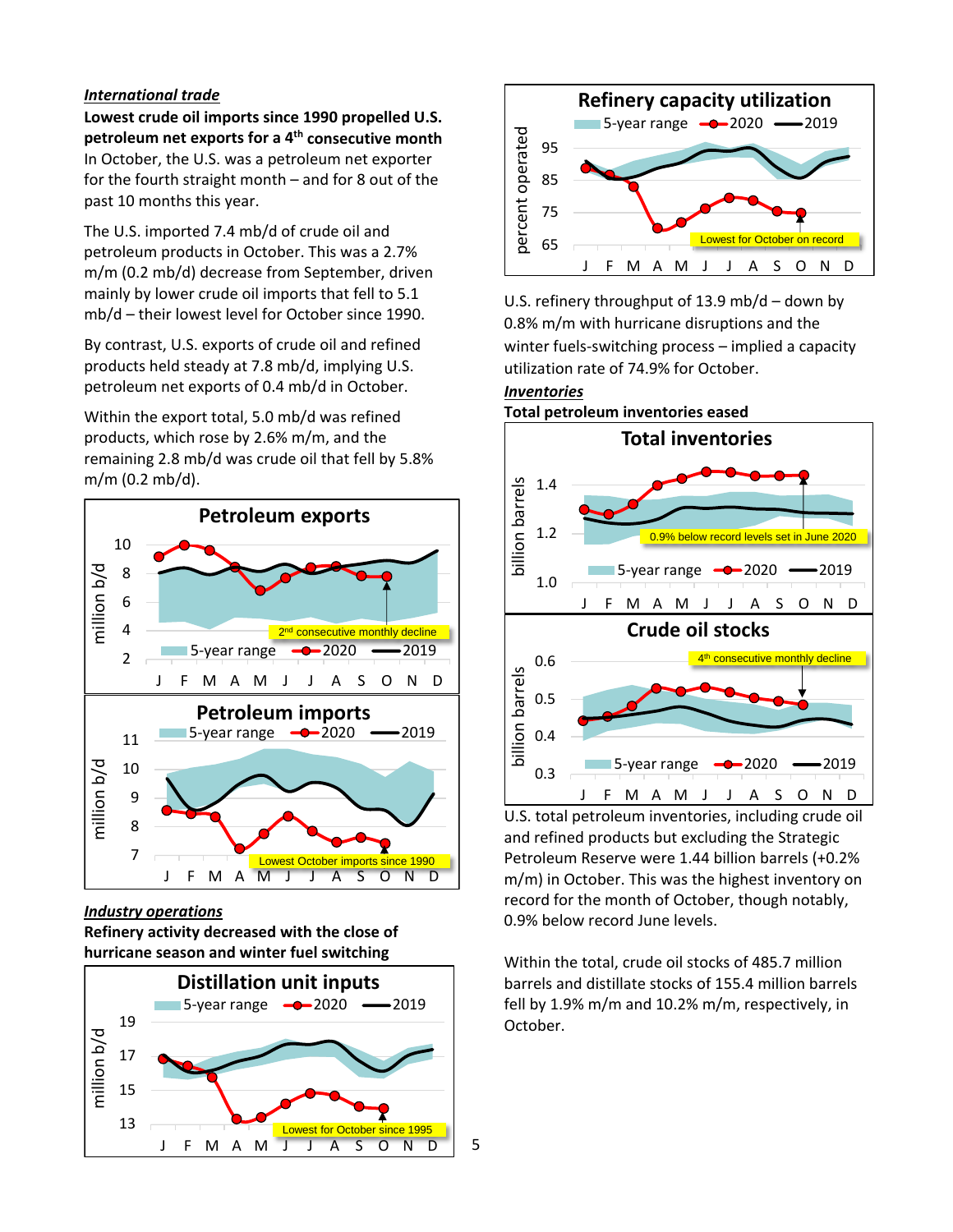### *International trade*

**Lowest crude oil imports since 1990 propelled U.S. petroleum net exports for a 4th consecutive month**

In October, the U.S. was a petroleum net exporter for the fourth straight month – and for 8 out of the past 10 months this year.

The U.S. imported 7.4 mb/d of crude oil and petroleum products in October. This was a 2.7% m/m (0.2 mb/d) decrease from September, driven mainly by lower crude oil imports that fell to 5.1 mb/d – their lowest level for October since 1990.

By contrast, U.S. exports of crude oil and refined products held steady at 7.8 mb/d, implying U.S. petroleum net exports of 0.4 mb/d in October.

Within the export total, 5.0 mb/d was refined products, which rose by 2.6% m/m, and the remaining 2.8 mb/d was crude oil that fell by 5.8% m/m (0.2 mb/d).

### *Industry operations*

**Refinery activity decreased with the close of hurricane season and winter fuel switching**

U.S. refinery throughput of 13.9 mb/d – down by 0.8% m/m with hurricane disruptions and the winter fuels-switching process – implied a capacity utilization rate of 74.9% for October.

### *Inventories*

**Total petroleum inventories eased**

U.S. total petroleum inventories, including crude oil and refined products but excluding the Strategic Petroleum Reserve were 1.44 billion barrels (+0.2% m/m) in October. This was the highest inventory on record for the month of October, though notably, 0.9% below record June levels.

Within the total, crude oil stocks of 485.7 million barrels and distillate stocks of 155.4 million barrels fell by 1.9% m/m and 10.2% m/m, respectively, in October.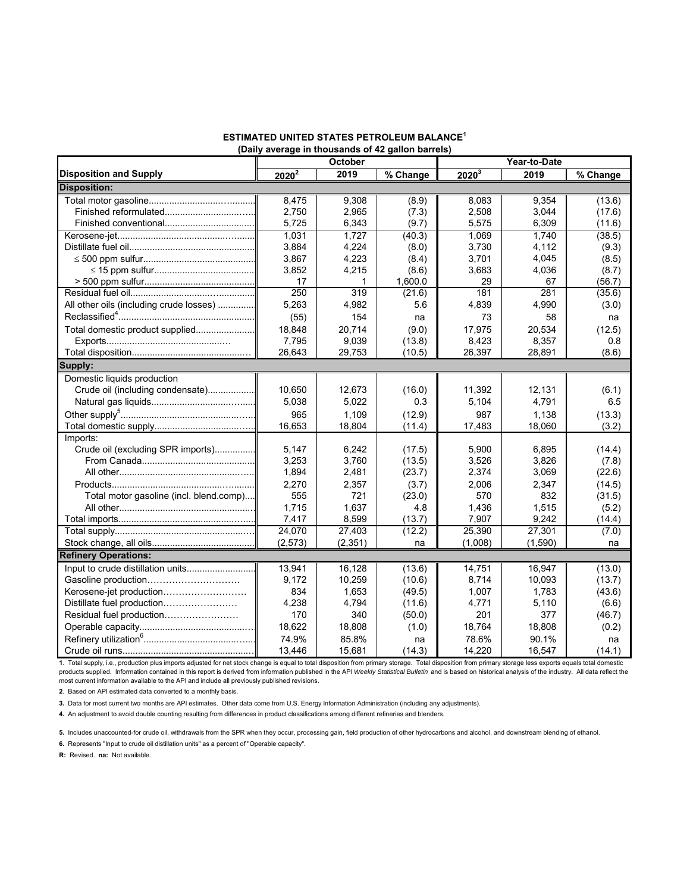**ESTIMATED UNITED STATES PETROLEUM BALANCE[1]**
**(Daily average in thousands of 42 gallon barrels)**

| Disposition and Supply | October | | | Year-to-Date | | |
|---|---|---|---|---|---|---|
| | 2020[2] | 2019 | % Change | 2020[3] | 2019 | % Change |
| **Disposition:** | | | | | | |
| Total motor gasoline | 8,475 | 9,308 | (8.9) | 8,083 | 9,354 | (13.6) |
| Finished reformulated | 2,750 | 2,965 | (7.3) | 2,508 | 3,044 | (17.6) |
| Finished conventional | 5,725 | 6,343 | (9.7) | 5,575 | 6,309 | (11.6) |
| Kerosene-jet | 1,031 | 1,727 | (40.3) | 1,069 | 1,740 | (38.5) |
| Distillate fuel oil | 3,884 | 4,224 | (8.0) | 3,730 | 4,112 | (9.3) |
| ≤ 500 ppm sulfur | 3,867 | 4,223 | (8.4) | 3,701 | 4,045 | (8.5) |
| ≤ 15 ppm sulfur | 3,852 | 4,215 | (8.6) | 3,683 | 4,036 | (8.7) |
| > 500 ppm sulfur | 17 | 1 | 1,600.0 | 29 | 67 | (56.7) |
| Residual fuel oil | 250 | 319 | (21.6) | 181 | 281 | (35.6) |
| All other oils (including crude losses) | 5,263 | 4,982 | 5.6 | 4,839 | 4,990 | (3.0) |
| Reclassified[4] | (55) | 154 | na | 73 | 58 | na |
| Total domestic product supplied | 18,848 | 20,714 | (9.0) | 17,975 | 20,534 | (12.5) |
| Exports | 7,795 | 9,039 | (13.8) | 8,423 | 8,357 | 0.8 |
| Total disposition | 26,643 | 29,753 | (10.5) | 26,397 | 28,891 | (8.6) |
| **Supply:** | | | | | | |
| Domestic liquids production | | | | | | |
| Crude oil (including condensate) | 10,650 | 12,673 | (16.0) | 11,392 | 12,131 | (6.1) |
| Natural gas liquids | 5,038 | 5,022 | 0.3 | 5,104 | 4,791 | 6.5 |
| Other supply[5] | 965 | 1,109 | (12.9) | 987 | 1,138 | (13.3) |
| Total domestic supply | 16,653 | 18,804 | (11.4) | 17,483 | 18,060 | (3.2) |
| Imports: | | | | | | |
| Crude oil (excluding SPR imports) | 5,147 | 6,242 | (17.5) | 5,900 | 6,895 | (14.4) |
| From Canada | 3,253 | 3,760 | (13.5) | 3,526 | 3,826 | (7.8) |
| All other | 1,894 | 2,481 | (23.7) | 2,374 | 3,069 | (22.6) |
| Products | 2,270 | 2,357 | (3.7) | 2,006 | 2,347 | (14.5) |
| Total motor gasoline (incl. blend.comp) | 555 | 721 | (23.0) | 570 | 832 | (31.5) |
| All other | 1,715 | 1,637 | 4.8 | 1,436 | 1,515 | (5.2) |
| Total imports | 7,417 | 8,599 | (13.7) | 7,907 | 9,242 | (14.4) |
| Total supply | 24,070 | 27,403 | (12.2) | 25,390 | 27,301 | (7.0) |
| Stock change, all oils | (2,573) | (2,351) | na | (1,008) | (1,590) | na |
| **Refinery Operations:** | | | | | | |
| Input to crude distillation units | 13,941 | 16,128 | (13.6) | 14,751 | 16,947 | (13.0) |
| Gasoline production | 9,172 | 10,259 | (10.6) | 8,714 | 10,093 | (13.7) |
| Kerosene-jet production | 834 | 1,653 | (49.5) | 1,007 | 1,783 | (43.6) |
| Distillate fuel production | 4,238 | 4,794 | (11.6) | 4,771 | 5,110 | (6.6) |
| Residual fuel production | 170 | 340 | (50.0) | 201 | 377 | (46.7) |
| Operable capacity | 18,622 | 18,808 | (1.0) | 18,764 | 18,808 | (0.2) |
| Refinery utilization[6] | 74.9% | 85.8% | na | 78.6% | 90.1% | na |
| Crude oil runs | 13,446 | 15,681 | (14.3) | 14,220 | 16,547 | (14.1) |

**1**. Total supply, i.e., production plus imports adjusted for net stock change is equal to total disposition from primary storage. Total disposition from primary storage less exports equals total domestic products supplied. Information contained in this report is derived from information published in the API *Weekly Statistical Bulletin* and is based on historical analysis of the industry. All data reflect the most current information available to the API and include all previously published revisions.

**2**. Based on API estimated data converted to a monthly basis.

**3.** Data for most current two months are API estimates. Other data come from U.S. Energy Information Administration (including any adjustments).

**4.** An adjustment to avoid double counting resulting from differences in product classifications among different refineries and blenders.

**5.** Includes unaccounted-for crude oil, withdrawals from the SPR when they occur, processing gain, field production of other hydrocarbons and alcohol, and downstream blending of ethanol.

**6.** Represents "Input to crude oil distillation units" as a percent of "Operable capacity".

**R:** Revised. **na:** Not available.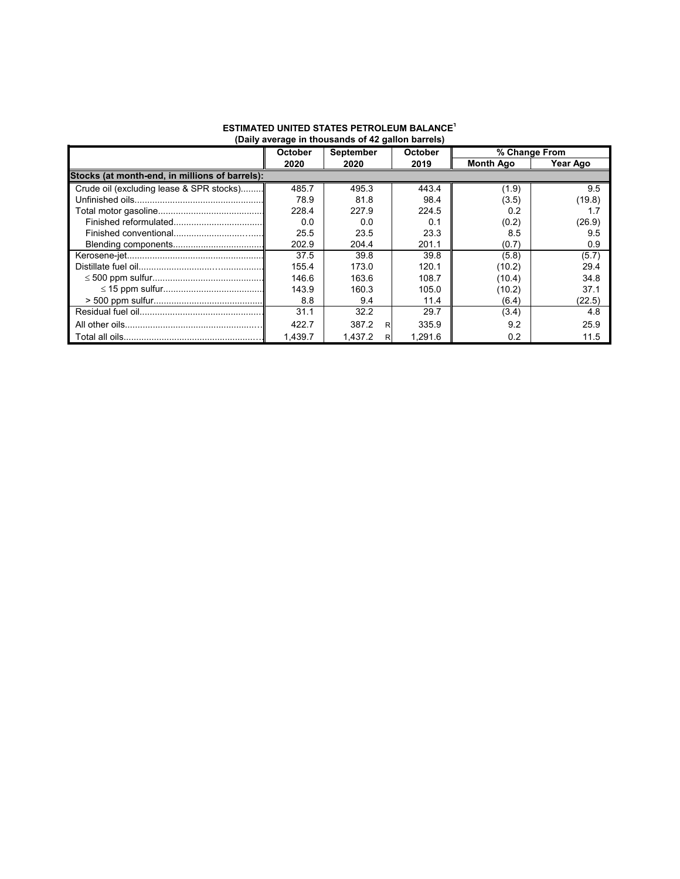**ESTIMATED UNITED STATES PETROLEUM BALANCE[1]**
**(Daily average in thousands of 42 gallon barrels)**

| | October 2020 | September 2020 | October 2019 | % Change From Month Ago | % Change From Year Ago |
|---|---|---|---|---|---|
| **Stocks (at month-end, in millions of barrels):** | | | | | |
| Crude oil (excluding lease & SPR stocks) | 485.7 | 495.3 | 443.4 | (1.9) | 9.5 |
| Unfinished oils | 78.9 | 81.8 | 98.4 | (3.5) | (19.8) |
| Total motor gasoline | 228.4 | 227.9 | 224.5 | 0.2 | 1.7 |
| Finished reformulated | 0.0 | 0.0 | 0.1 | (0.2) | (26.9) |
| Finished conventional | 25.5 | 23.5 | 23.3 | 8.5 | 9.5 |
| Blending components | 202.9 | 204.4 | 201.1 | (0.7) | 0.9 |
| Kerosene-jet | 37.5 | 39.8 | 39.8 | (5.8) | (5.7) |
| Distillate fuel oil | 155.4 | 173.0 | 120.1 | (10.2) | 29.4 |
| ≤ 500 ppm sulfur | 146.6 | 163.6 | 108.7 | (10.4) | 34.8 |
| ≤ 15 ppm sulfur | 143.9 | 160.3 | 105.0 | (10.2) | 37.1 |
| > 500 ppm sulfur | 8.8 | 9.4 | 11.4 | (6.4) | (22.5) |
| Residual fuel oil | 31.1 | 32.2 | 29.7 | (3.4) | 4.8 |
| All other oils | 422.7 | 387.2 R | 335.9 | 9.2 | 25.9 |
| Total all oils | 1,439.7 | 1,437.2 R | 1,291.6 | 0.2 | 11.5 |